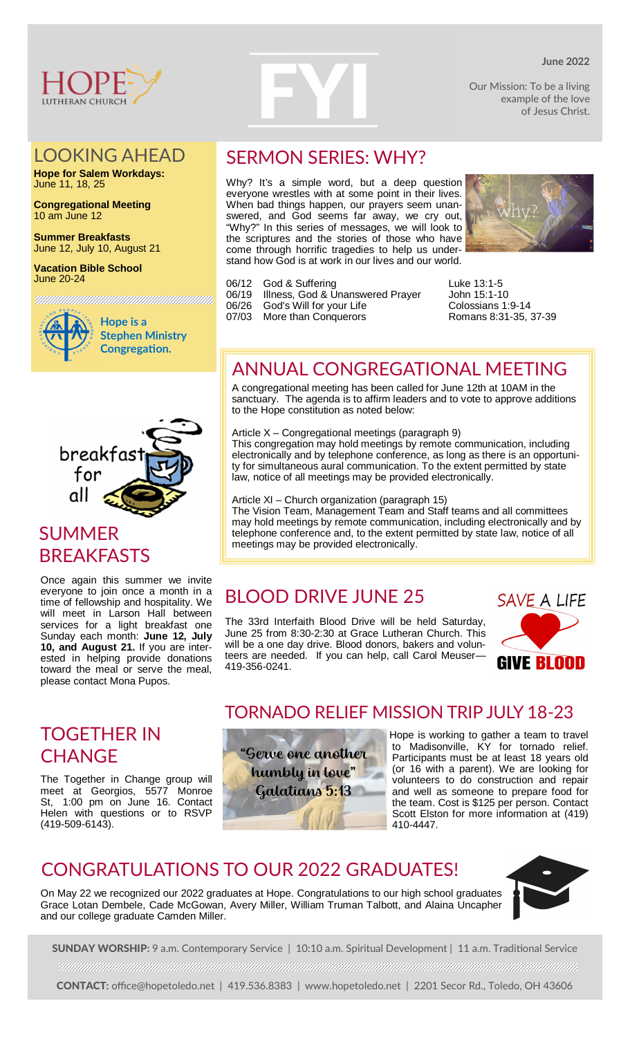# HOPE LUTHERAN CHURCH FYI

**June 2022**

Our Mission: To be a living example of the love of Jesus Christ.

## LOOKING AHEAD

**Hope for Salem Workdays:**
June 11, 18, 25

**Congregational Meeting**
10 am June 12

**Summer Breakfasts**
June 12, July 10, August 21

**Vacation Bible School**
June 20-24

**Hope is a Stephen Ministry Congregation.**

## SERMON SERIES: WHY?

Why? It's a simple word, but a deep question everyone wrestles with at some point in their lives. When bad things happen, our prayers seem unanswered, and God seems far away, we cry out, "Why?" In this series of messages, we will look to the scriptures and the stories of those who have come through horrific tragedies to help us understand how God is at work in our lives and our world.

| | | |
|---|---|---|
| 06/12 | God & Suffering | Luke 13:1-5 |
| 06/19 | Illness, God & Unanswered Prayer | John 15:1-10 |
| 06/26 | God's Will for your Life | Colossians 1:9-14 |
| 07/03 | More than Conquerors | Romans 8:31-35, 37-39 |

## ANNUAL CONGREGATIONAL MEETING

A congregational meeting has been called for June 12th at 10AM in the sanctuary. The agenda is to affirm leaders and to vote to approve additions to the Hope constitution as noted below:

Article X – Congregational meetings (paragraph 9)
This congregation may hold meetings by remote communication, including electronically and by telephone conference, as long as there is an opportunity for simultaneous aural communication. To the extent permitted by state law, notice of all meetings may be provided electronically.

Article XI – Church organization (paragraph 15)
The Vision Team, Management Team and Staff teams and all committees may hold meetings by remote communication, including electronically and by telephone conference and, to the extent permitted by state law, notice of all meetings may be provided electronically.

## SUMMER BREAKFASTS

breakfast for all

Once again this summer we invite everyone to join once a month in a time of fellowship and hospitality. We will meet in Larson Hall between services for a light breakfast one Sunday each month: **June 12, July 10, and August 21.** If you are interested in helping provide donations toward the meal or serve the meal, please contact Mona Pupos.

## BLOOD DRIVE JUNE 25

The 33rd Interfaith Blood Drive will be held Saturday, June 25 from 8:30-2:30 at Grace Lutheran Church. This will be a one day drive. Blood donors, bakers and volunteers are needed. If you can help, call Carol Meuser—419-356-0241.

SAVE A LIFE GIVE BLOOD

## TOGETHER IN CHANGE

The Together in Change group will meet at Georgios, 5577 Monroe St, 1:00 pm on June 16. Contact Helen with questions or to RSVP (419-509-6143).

## TORNADO RELIEF MISSION TRIP JULY 18-23

"Serve one another humbly in love" Galatians 5:13

Hope is working to gather a team to travel to Madisonville, KY for tornado relief. Participants must be at least 18 years old (or 16 with a parent). We are looking for volunteers to do construction and repair and well as someone to prepare food for the team. Cost is $125 per person. Contact Scott Elston for more information at (419) 410-4447.

## CONGRATULATIONS TO OUR 2022 GRADUATES!

On May 22 we recognized our 2022 graduates at Hope. Congratulations to our high school graduates Grace Lotan Dembele, Cade McGowan, Avery Miller, William Truman Talbott, and Alaina Uncapher and our college graduate Camden Miller.

**SUNDAY WORSHIP:** 9 a.m. Contemporary Service | 10:10 a.m. Spiritual Development | 11 a.m. Traditional Service

**CONTACT:** office@hopetoledo.net | 419.536.8383 | www.hopetoledo.net | 2201 Secor Rd., Toledo, OH 43606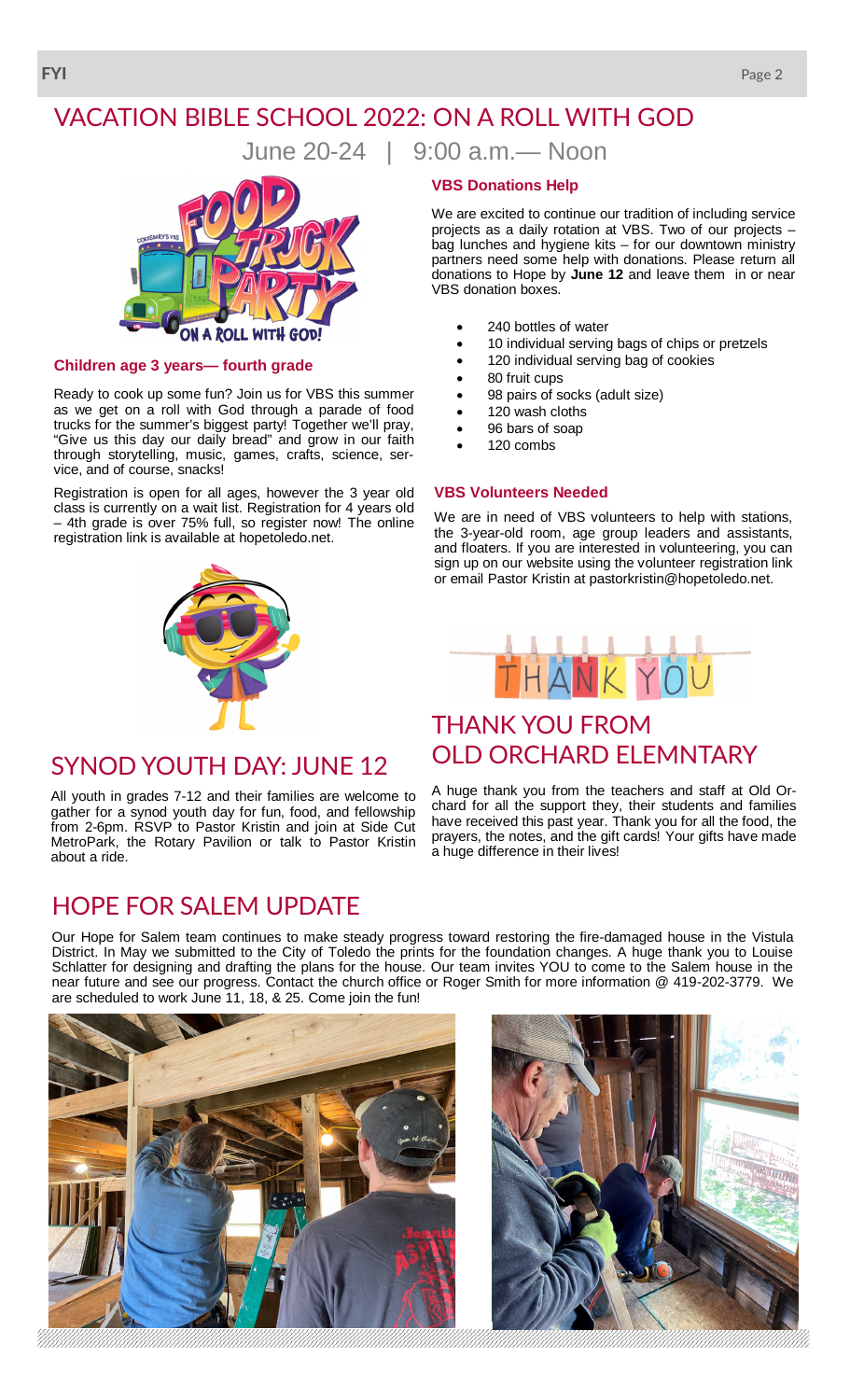# VACATION BIBLE SCHOOL 2022: ON A ROLL WITH GOD

June 20-24 | 9:00 a.m.— Noon

### Children age 3 years— fourth grade

Ready to cook up some fun? Join us for VBS this summer as we get on a roll with God through a parade of food trucks for the summer's biggest party! Together we'll pray, "Give us this day our daily bread" and grow in our faith through storytelling, music, games, crafts, science, service, and of course, snacks!

Registration is open for all ages, however the 3 year old class is currently on a wait list. Registration for 4 years old – 4th grade is over 75% full, so register now! The online registration link is available at hopetoledo.net.

### VBS Donations Help

We are excited to continue our tradition of including service projects as a daily rotation at VBS. Two of our projects – bag lunches and hygiene kits – for our downtown ministry partners need some help with donations. Please return all donations to Hope by **June 12** and leave them in or near VBS donation boxes.

- 240 bottles of water
- 10 individual serving bags of chips or pretzels
- 120 individual serving bag of cookies
- 80 fruit cups
- 98 pairs of socks (adult size)
- 120 wash cloths
- 96 bars of soap
- 120 combs

### VBS Volunteers Needed

We are in need of VBS volunteers to help with stations, the 3-year-old room, age group leaders and assistants, and floaters. If you are interested in volunteering, you can sign up on our website using the volunteer registration link or email Pastor Kristin at pastorkristin@hopetoledo.net.

## SYNOD YOUTH DAY: JUNE 12

All youth in grades 7-12 and their families are welcome to gather for a synod youth day for fun, food, and fellowship from 2-6pm. RSVP to Pastor Kristin and join at Side Cut MetroPark, the Rotary Pavilion or talk to Pastor Kristin about a ride.

## THANK YOU FROM OLD ORCHARD ELEMNTARY

A huge thank you from the teachers and staff at Old Orchard for all the support they, their students and families have received this past year. Thank you for all the food, the prayers, the notes, and the gift cards! Your gifts have made a huge difference in their lives!

## HOPE FOR SALEM UPDATE

Our Hope for Salem team continues to make steady progress toward restoring the fire-damaged house in the Vistula District. In May we submitted to the City of Toledo the prints for the foundation changes. A huge thank you to Louise Schlatter for designing and drafting the plans for the house. Our team invites YOU to come to the Salem house in the near future and see our progress. Contact the church office or Roger Smith for more information @ 419-202-3779. We are scheduled to work June 11, 18, & 25. Come join the fun!